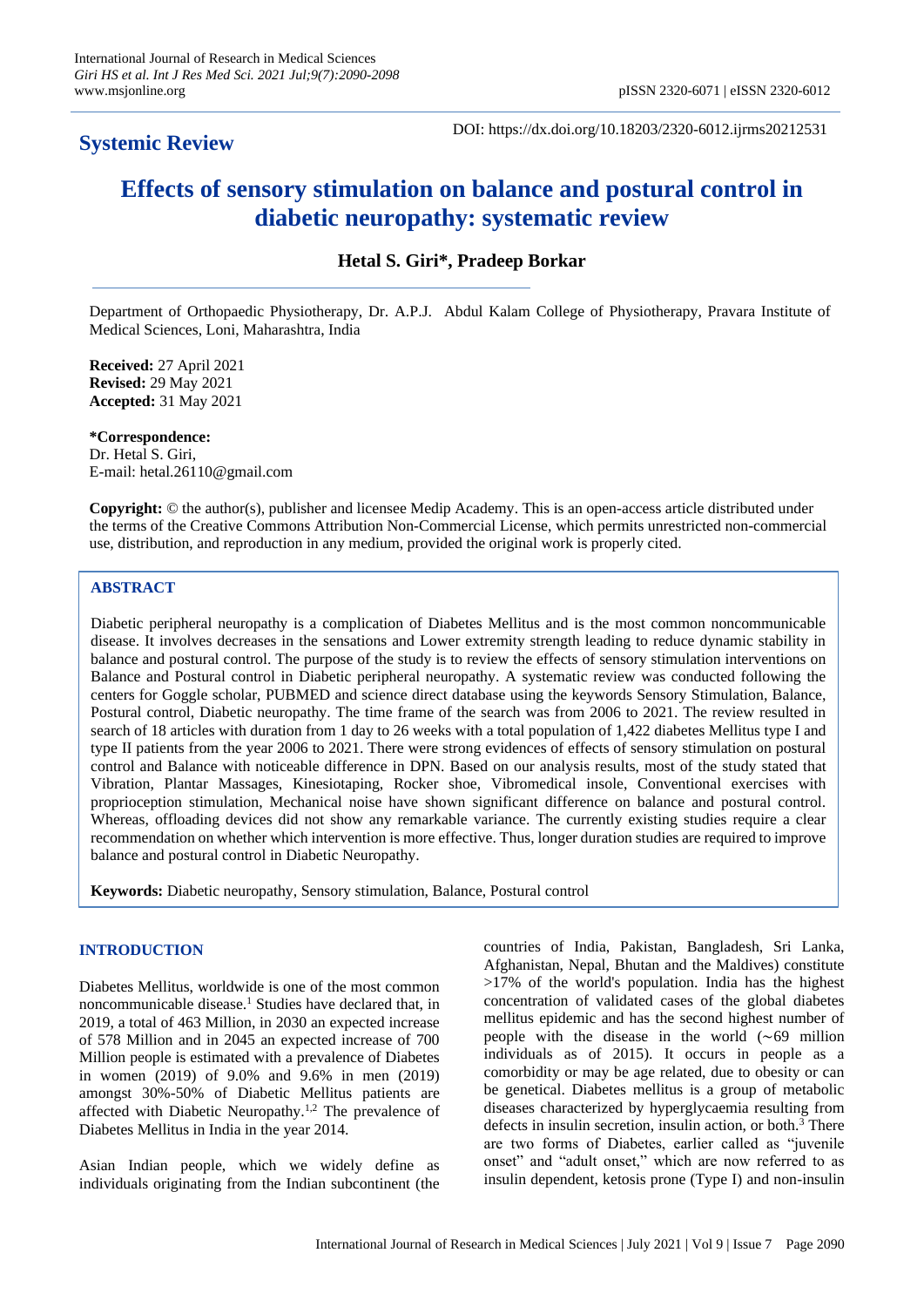**Systemic Review**

DOI: https://dx.doi.org/10.18203/2320-6012.ijrms20212531

# Effects of sensory stimulation on balance and postural control in diabetic neuropathy: systematic review

**Hetal S. Giri*, Pradeep Borkar**

Department of Orthopaedic Physiotherapy, Dr. A.P.J. Abdul Kalam College of Physiotherapy, Pravara Institute of Medical Sciences, Loni, Maharashtra, India

**Received:** 27 April 2021
**Revised:** 29 May 2021
**Accepted:** 31 May 2021

***Correspondence:**
Dr. Hetal S. Giri,
E-mail: hetal.26110@gmail.com

**Copyright:** © the author(s), publisher and licensee Medip Academy. This is an open-access article distributed under the terms of the Creative Commons Attribution Non-Commercial License, which permits unrestricted non-commercial use, distribution, and reproduction in any medium, provided the original work is properly cited.

## ABSTRACT

Diabetic peripheral neuropathy is a complication of Diabetes Mellitus and is the most common noncommunicable disease. It involves decreases in the sensations and Lower extremity strength leading to reduce dynamic stability in balance and postural control. The purpose of the study is to review the effects of sensory stimulation interventions on Balance and Postural control in Diabetic peripheral neuropathy. A systematic review was conducted following the centers for Goggle scholar, PUBMED and science direct database using the keywords Sensory Stimulation, Balance, Postural control, Diabetic neuropathy. The time frame of the search was from 2006 to 2021. The review resulted in search of 18 articles with duration from 1 day to 26 weeks with a total population of 1,422 diabetes Mellitus type I and type II patients from the year 2006 to 2021. There were strong evidences of effects of sensory stimulation on postural control and Balance with noticeable difference in DPN. Based on our analysis results, most of the study stated that Vibration, Plantar Massages, Kinesiotaping, Rocker shoe, Vibromedical insole, Conventional exercises with proprioception stimulation, Mechanical noise have shown significant difference on balance and postural control. Whereas, offloading devices did not show any remarkable variance. The currently existing studies require a clear recommendation on whether which intervention is more effective. Thus, longer duration studies are required to improve balance and postural control in Diabetic Neuropathy.

**Keywords:** Diabetic neuropathy, Sensory stimulation, Balance, Postural control

## INTRODUCTION

Diabetes Mellitus, worldwide is one of the most common noncommunicable disease.[1] Studies have declared that, in 2019, a total of 463 Million, in 2030 an expected increase of 578 Million and in 2045 an expected increase of 700 Million people is estimated with a prevalence of Diabetes in women (2019) of 9.0% and 9.6% in men (2019) amongst 30%-50% of Diabetic Mellitus patients are affected with Diabetic Neuropathy.[1,2] The prevalence of Diabetes Mellitus in India in the year 2014.

Asian Indian people, which we widely define as individuals originating from the Indian subcontinent (the countries of India, Pakistan, Bangladesh, Sri Lanka, Afghanistan, Nepal, Bhutan and the Maldives) constitute >17% of the world's population. India has the highest concentration of validated cases of the global diabetes mellitus epidemic and has the second highest number of people with the disease in the world (∼69 million individuals as of 2015). It occurs in people as a comorbidity or may be age related, due to obesity or can be genetical. Diabetes mellitus is a group of metabolic diseases characterized by hyperglycaemia resulting from defects in insulin secretion, insulin action, or both.[3] There are two forms of Diabetes, earlier called as "juvenile onset" and "adult onset," which are now referred to as insulin dependent, ketosis prone (Type I) and non-insulin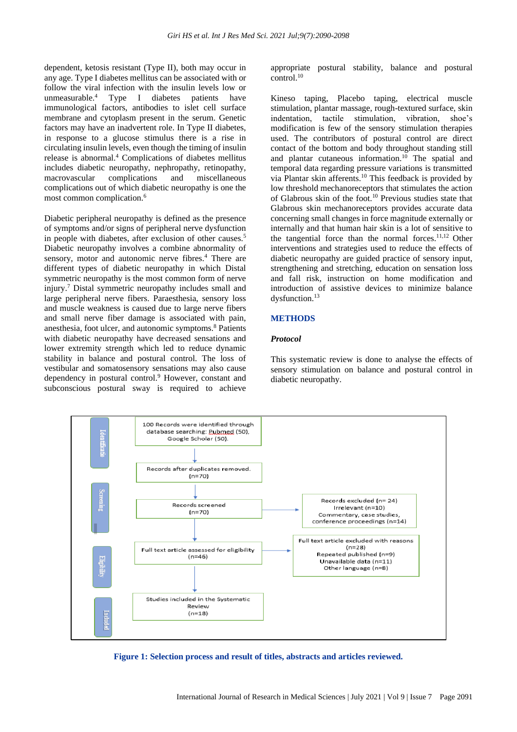dependent, ketosis resistant (Type II), both may occur in any age. Type I diabetes mellitus can be associated with or follow the viral infection with the insulin levels low or unmeasurable.[4] Type I diabetes patients have immunological factors, antibodies to islet cell surface membrane and cytoplasm present in the serum. Genetic factors may have an inadvertent role. In Type II diabetes, in response to a glucose stimulus there is a rise in circulating insulin levels, even though the timing of insulin release is abnormal.[4] Complications of diabetes mellitus includes diabetic neuropathy, nephropathy, retinopathy, macrovascular complications and miscellaneous complications out of which diabetic neuropathy is one the most common complication.[6]

Diabetic peripheral neuropathy is defined as the presence of symptoms and/or signs of peripheral nerve dysfunction in people with diabetes, after exclusion of other causes.[5] Diabetic neuropathy involves a combine abnormality of sensory, motor and autonomic nerve fibres.[4] There are different types of diabetic neuropathy in which Distal symmetric neuropathy is the most common form of nerve injury.[7] Distal symmetric neuropathy includes small and large peripheral nerve fibers. Paraesthesia, sensory loss and muscle weakness is caused due to large nerve fibers and small nerve fiber damage is associated with pain, anesthesia, foot ulcer, and autonomic symptoms.[8] Patients with diabetic neuropathy have decreased sensations and lower extremity strength which led to reduce dynamic stability in balance and postural control. The loss of vestibular and somatosensory sensations may also cause dependency in postural control.[9] However, constant and subconscious postural sway is required to achieve appropriate postural stability, balance and postural control.[10]

Kineso taping, Placebo taping, electrical muscle stimulation, plantar massage, rough-textured surface, skin indentation, tactile stimulation, vibration, shoe's modification is few of the sensory stimulation therapies used. The contributors of postural control are direct contact of the bottom and body throughout standing still and plantar cutaneous information.[10] The spatial and temporal data regarding pressure variations is transmitted via Plantar skin afferents.[10] This feedback is provided by low threshold mechanoreceptors that stimulates the action of Glabrous skin of the foot.[10] Previous studies state that Glabrous skin mechanoreceptors provides accurate data concerning small changes in force magnitude externally or internally and that human hair skin is a lot of sensitive to the tangential force than the normal forces.[11,12] Other interventions and strategies used to reduce the effects of diabetic neuropathy are guided practice of sensory input, strengthening and stretching, education on sensation loss and fall risk, instruction on home modification and introduction of assistive devices to minimize balance dysfunction.[13]

## METHODS

### *Protocol*

This systematic review is done to analyse the effects of sensory stimulation on balance and postural control in diabetic neuropathy.

Identification: 100 Records were identified through database searching: Pubmed (50), Google Scholar (50).

Records after duplicates removed. (n=70)

Screening: Records screened (n=70) → Records excluded (n= 24) Irrelevant (n=10) Commentary, case studies, conference proceedings (n=14)

Eligibility: Full text article assessed for eligibility (n=46) → Full text article excluded with reasons (n=28) Repeated published (n=9) Unavailable data (n=11) Other language (n=8)

Included: Studies included in the Systematic Review (n=18)

**Figure 1: Selection process and result of titles, abstracts and articles reviewed.**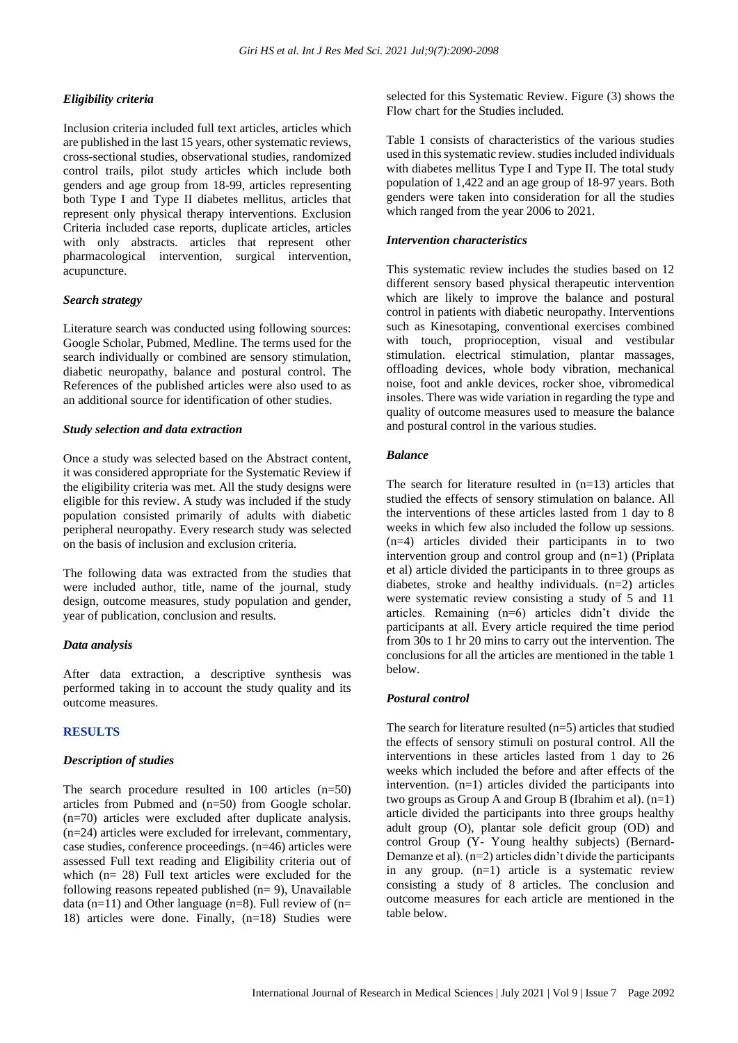### *Eligibility criteria*

Inclusion criteria included full text articles, articles which are published in the last 15 years, other systematic reviews, cross-sectional studies, observational studies, randomized control trails, pilot study articles which include both genders and age group from 18-99, articles representing both Type I and Type II diabetes mellitus, articles that represent only physical therapy interventions. Exclusion Criteria included case reports, duplicate articles, articles with only abstracts. articles that represent other pharmacological intervention, surgical intervention, acupuncture.

### *Search strategy*

Literature search was conducted using following sources: Google Scholar, Pubmed, Medline. The terms used for the search individually or combined are sensory stimulation, diabetic neuropathy, balance and postural control. The References of the published articles were also used to as an additional source for identification of other studies.

### *Study selection and data extraction*

Once a study was selected based on the Abstract content, it was considered appropriate for the Systematic Review if the eligibility criteria was met. All the study designs were eligible for this review. A study was included if the study population consisted primarily of adults with diabetic peripheral neuropathy. Every research study was selected on the basis of inclusion and exclusion criteria.

The following data was extracted from the studies that were included author, title, name of the journal, study design, outcome measures, study population and gender, year of publication, conclusion and results.

### *Data analysis*

After data extraction, a descriptive synthesis was performed taking in to account the study quality and its outcome measures.

## RESULTS

### *Description of studies*

The search procedure resulted in 100 articles (n=50) articles from Pubmed and (n=50) from Google scholar. (n=70) articles were excluded after duplicate analysis. (n=24) articles were excluded for irrelevant, commentary, case studies, conference proceedings. (n=46) articles were assessed Full text reading and Eligibility criteria out of which (n= 28) Full text articles were excluded for the following reasons repeated published (n= 9), Unavailable data (n=11) and Other language (n=8). Full review of (n= 18) articles were done. Finally, (n=18) Studies were selected for this Systematic Review. Figure (3) shows the Flow chart for the Studies included.

Table 1 consists of characteristics of the various studies used in this systematic review. studies included individuals with diabetes mellitus Type I and Type II. The total study population of 1,422 and an age group of 18-97 years. Both genders were taken into consideration for all the studies which ranged from the year 2006 to 2021.

### *Intervention characteristics*

This systematic review includes the studies based on 12 different sensory based physical therapeutic intervention which are likely to improve the balance and postural control in patients with diabetic neuropathy. Interventions such as Kinesotaping, conventional exercises combined with touch, proprioception, visual and vestibular stimulation. electrical stimulation, plantar massages, offloading devices, whole body vibration, mechanical noise, foot and ankle devices, rocker shoe, vibromedical insoles. There was wide variation in regarding the type and quality of outcome measures used to measure the balance and postural control in the various studies.

### *Balance*

The search for literature resulted in (n=13) articles that studied the effects of sensory stimulation on balance. All the interventions of these articles lasted from 1 day to 8 weeks in which few also included the follow up sessions. (n=4) articles divided their participants in to two intervention group and control group and (n=1) (Priplata et al) article divided the participants in to three groups as diabetes, stroke and healthy individuals. (n=2) articles were systematic review consisting a study of 5 and 11 articles. Remaining (n=6) articles didn't divide the participants at all. Every article required the time period from 30s to 1 hr 20 mins to carry out the intervention. The conclusions for all the articles are mentioned in the table 1 below.

### *Postural control*

The search for literature resulted (n=5) articles that studied the effects of sensory stimuli on postural control. All the interventions in these articles lasted from 1 day to 26 weeks which included the before and after effects of the intervention. (n=1) articles divided the participants into two groups as Group A and Group B (Ibrahim et al). (n=1) article divided the participants into three groups healthy adult group (O), plantar sole deficit group (OD) and control Group (Y- Young healthy subjects) (Bernard-Demanze et al). (n=2) articles didn't divide the participants in any group. (n=1) article is a systematic review consisting a study of 8 articles. The conclusion and outcome measures for each article are mentioned in the table below.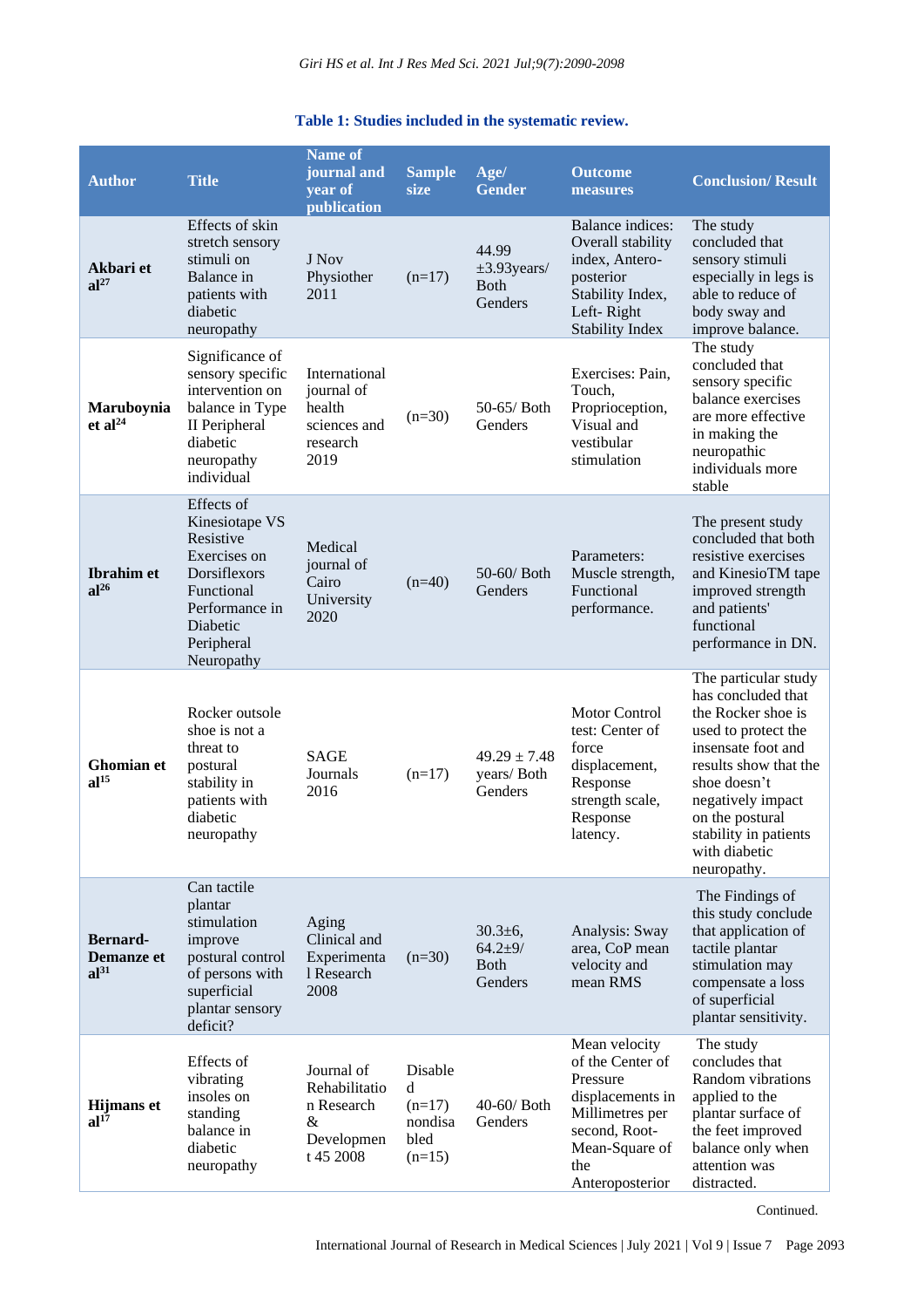**Table 1: Studies included in the systematic review.**

| Author | Title | Name of journal and year of publication | Sample size | Age/ Gender | Outcome measures | Conclusion/ Result |
|---|---|---|---|---|---|---|
| **Akbari et al[27]** | Effects of skin stretch sensory stimuli on Balance in patients with diabetic neuropathy | J Nov Physiother 2011 | (n=17) | 44.99 ±3.93years/ Both Genders | Balance indices: Overall stability index, Antero-posterior Stability Index, Left- Right Stability Index | The study concluded that sensory stimuli especially in legs is able to reduce of body sway and improve balance. |
| **Maruboynia et al[24]** | Significance of sensory specific intervention on balance in Type II Peripheral diabetic neuropathy individual | International journal of health sciences and research 2019 | (n=30) | 50-65/ Both Genders | Exercises: Pain, Touch, Proprioception, Visual and vestibular stimulation | The study concluded that sensory specific balance exercises are more effective in making the neuropathic individuals more stable |
| **Ibrahim et al[26]** | Effects of Kinesiotape VS Resistive Exercises on Dorsiflexors Functional Performance in Diabetic Peripheral Neuropathy | Medical journal of Cairo University 2020 | (n=40) | 50-60/ Both Genders | Parameters: Muscle strength, Functional performance. | The present study concluded that both resistive exercises and KinesioTM tape improved strength and patients' functional performance in DN. |
| **Ghomian et al[15]** | Rocker outsole shoe is not a threat to postural stability in patients with diabetic neuropathy | SAGE Journals 2016 | (n=17) | 49.29 ± 7.48 years/ Both Genders | Motor Control test: Center of force displacement, Response strength scale, Response latency. | The particular study has concluded that the Rocker shoe is used to protect the insensate foot and results show that the shoe doesn't negatively impact on the postural stability in patients with diabetic neuropathy. |
| **Bernard-Demanze et al[31]** | Can tactile plantar stimulation improve postural control of persons with superficial plantar sensory deficit? | Aging Clinical and Experimental Research 2008 | (n=30) | 30.3±6, 64.2±9/ Both Genders | Analysis: Sway area, CoP mean velocity and mean RMS | The Findings of this study conclude that application of tactile plantar stimulation may compensate a loss of superficial plantar sensitivity. |
| **Hijmans et al[17]** | Effects of vibrating insoles on standing balance in diabetic neuropathy | Journal of Rehabilitation Research & Development 45 2008 | Disabled (n=17) nondisabled (n=15) | 40-60/ Both Genders | Mean velocity of the Center of Pressure displacements in Millimetres per second, Root-Mean-Square of the Anteroposterior | The study concludes that Random vibrations applied to the plantar surface of the feet improved balance only when attention was distracted. |

Continued.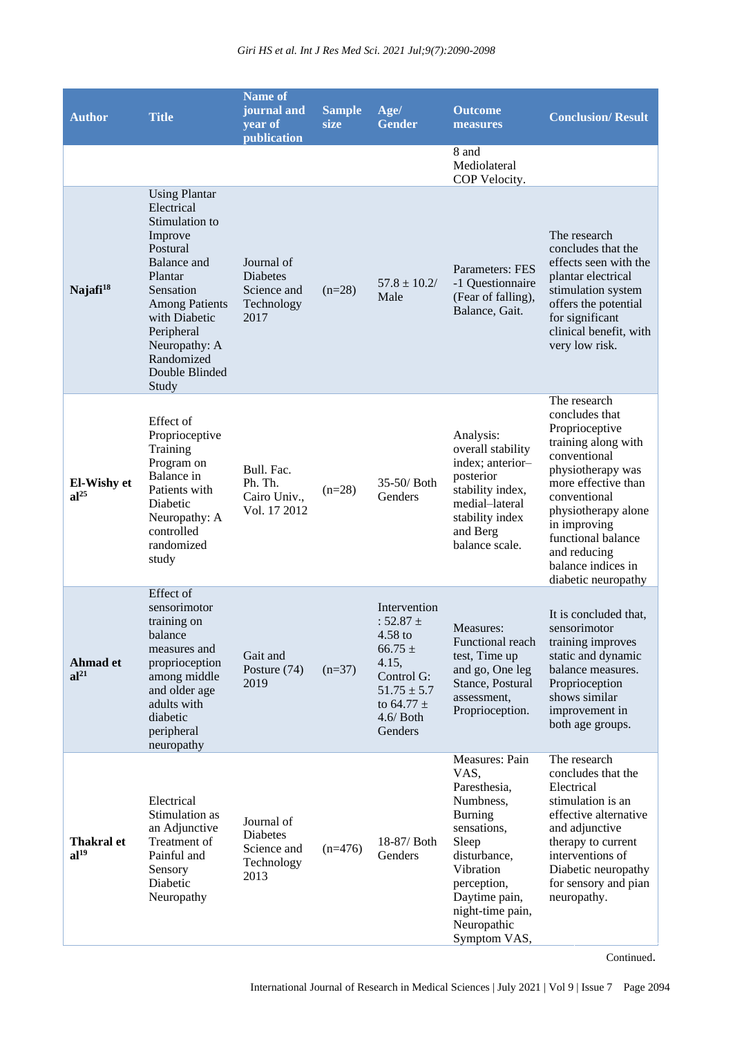| Author | Title | Name of journal and year of publication | Sample size | Age/ Gender | Outcome measures | Conclusion/ Result |
|---|---|---|---|---|---|---|
| | | | | | 8 and Mediolateral COP Velocity. | |
| **Najafi[18]** | Using Plantar Electrical Stimulation to Improve Postural Balance and Plantar Sensation Among Patients with Diabetic Peripheral Neuropathy: A Randomized Double Blinded Study | Journal of Diabetes Science and Technology 2017 | (n=28) | 57.8 ± 10.2/ Male | Parameters: FES -1 Questionnaire (Fear of falling), Balance, Gait. | The research concludes that the effects seen with the plantar electrical stimulation system offers the potential for significant clinical benefit, with very low risk. |
| **El-Wishy et al[25]** | Effect of Proprioceptive Training Program on Balance in Patients with Diabetic Neuropathy: A controlled randomized study | Bull. Fac. Ph. Th. Cairo Univ., Vol. 17 2012 | (n=28) | 35-50/ Both Genders | Analysis: overall stability index; anterior–posterior stability index, medial–lateral stability index and Berg balance scale. | The research concludes that Proprioceptive training along with conventional physiotherapy was more effective than conventional physiotherapy alone in improving functional balance and reducing balance indices in diabetic neuropathy |
| **Ahmad et al[21]** | Effect of sensorimotor training on balance measures and proprioception among middle and older age adults with diabetic peripheral neuropathy | Gait and Posture (74) 2019 | (n=37) | Intervention: 52.87 ± 4.58 to 66.75 ± 4.15, Control G: 51.75 ± 5.7 to 64.77 ± 4.6/ Both Genders | Measures: Functional reach test, Time up and go, One leg Stance, Postural assessment, Proprioception. | It is concluded that, sensorimotor training improves static and dynamic balance measures. Proprioception shows similar improvement in both age groups. |
| **Thakral et al[19]** | Electrical Stimulation as an Adjunctive Treatment of Painful and Sensory Diabetic Neuropathy | Journal of Diabetes Science and Technology 2013 | (n=476) | 18-87/ Both Genders | Measures: Pain VAS, Paresthesia, Numbness, Burning sensations, Sleep disturbance, Vibration perception, Daytime pain, night-time pain, Neuropathic Symptom VAS, | The research concludes that the Electrical stimulation is an effective alternative and adjunctive therapy to current interventions of Diabetic neuropathy for sensory and pian neuropathy. |

Continued.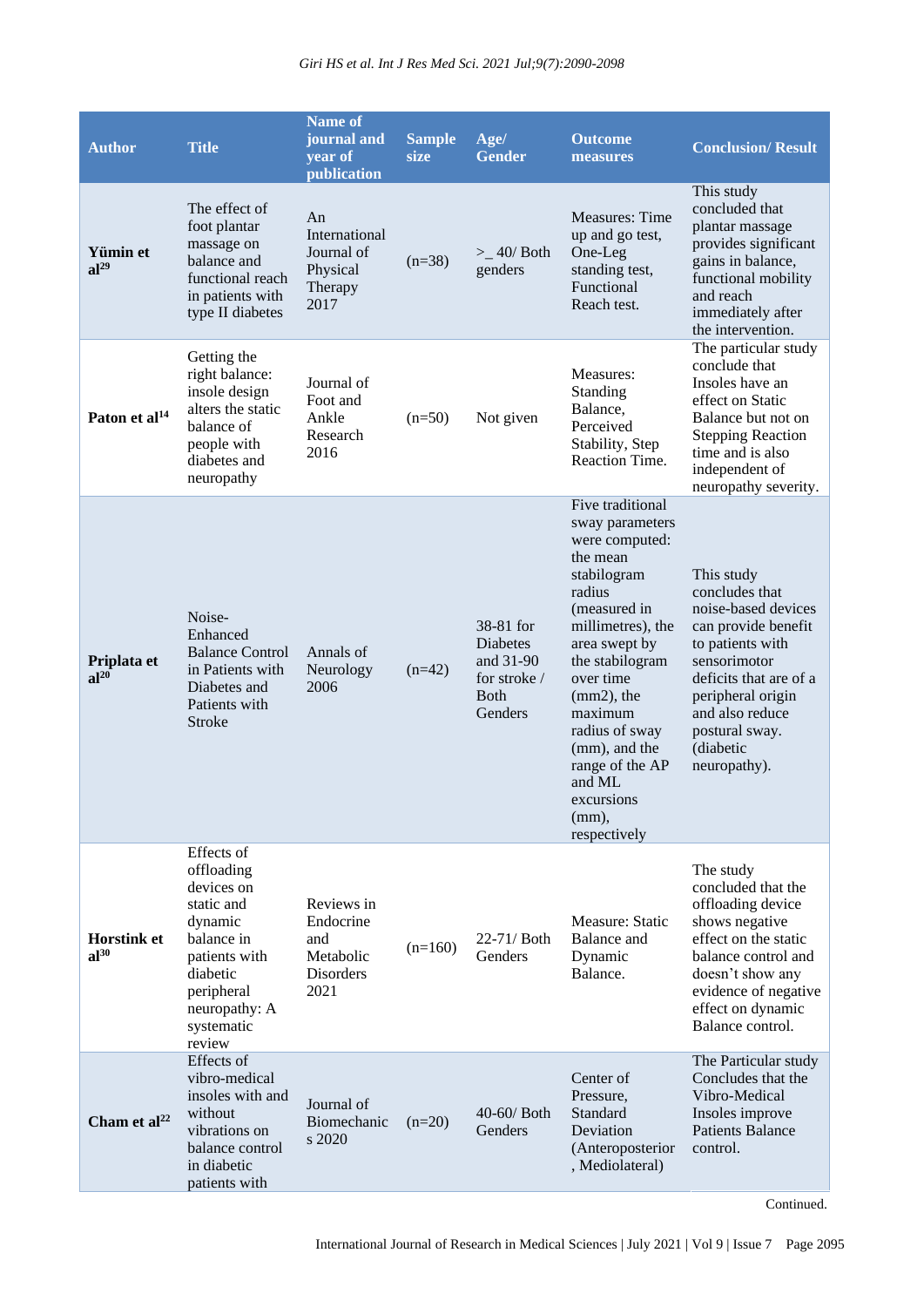| Author | Title | Name of journal and year of publication | Sample size | Age/ Gender | Outcome measures | Conclusion/ Result |
|---|---|---|---|---|---|---|
| **Yümin et al[29]** | The effect of foot plantar massage on balance and functional reach in patients with type II diabetes | An International Journal of Physical Therapy 2017 | (n=38) | >_ 40/ Both genders | Measures: Time up and go test, One-Leg standing test, Functional Reach test. | This study concluded that plantar massage provides significant gains in balance, functional mobility and reach immediately after the intervention. |
| **Paton et al[14]** | Getting the right balance: insole design alters the static balance of people with diabetes and neuropathy | Journal of Foot and Ankle Research 2016 | (n=50) | Not given | Measures: Standing Balance, Perceived Stability, Step Reaction Time. | The particular study conclude that Insoles have an effect on Static Balance but not on Stepping Reaction time and is also independent of neuropathy severity. |
| **Priplata et al[20]** | Noise-Enhanced Balance Control in Patients with Diabetes and Patients with Stroke | Annals of Neurology 2006 | (n=42) | 38-81 for Diabetes and 31-90 for stroke / Both Genders | Five traditional sway parameters were computed: the mean stabilogram radius (measured in millimetres), the area swept by the stabilogram over time (mm2), the maximum radius of sway (mm), and the range of the AP and ML excursions (mm), respectively | This study concludes that noise-based devices can provide benefit to patients with sensorimotor deficits that are of a peripheral origin and also reduce postural sway. (diabetic neuropathy). |
| **Horstink et al[30]** | Effects of offloading devices on static and dynamic balance in patients with diabetic peripheral neuropathy: A systematic review | Reviews in Endocrine and Metabolic Disorders 2021 | (n=160) | 22-71/ Both Genders | Measure: Static Balance and Dynamic Balance. | The study concluded that the offloading device shows negative effect on the static balance control and doesn't show any evidence of negative effect on dynamic Balance control. |
| **Cham et al[22]** | Effects of vibro-medical insoles with and without vibrations on balance control in diabetic patients with | Journal of Biomechanics 2020 | (n=20) | 40-60/ Both Genders | Center of Pressure, Standard Deviation (Anteroposterior, Mediolateral) | The Particular study Concludes that the Vibro-Medical Insoles improve Patients Balance control. |

Continued.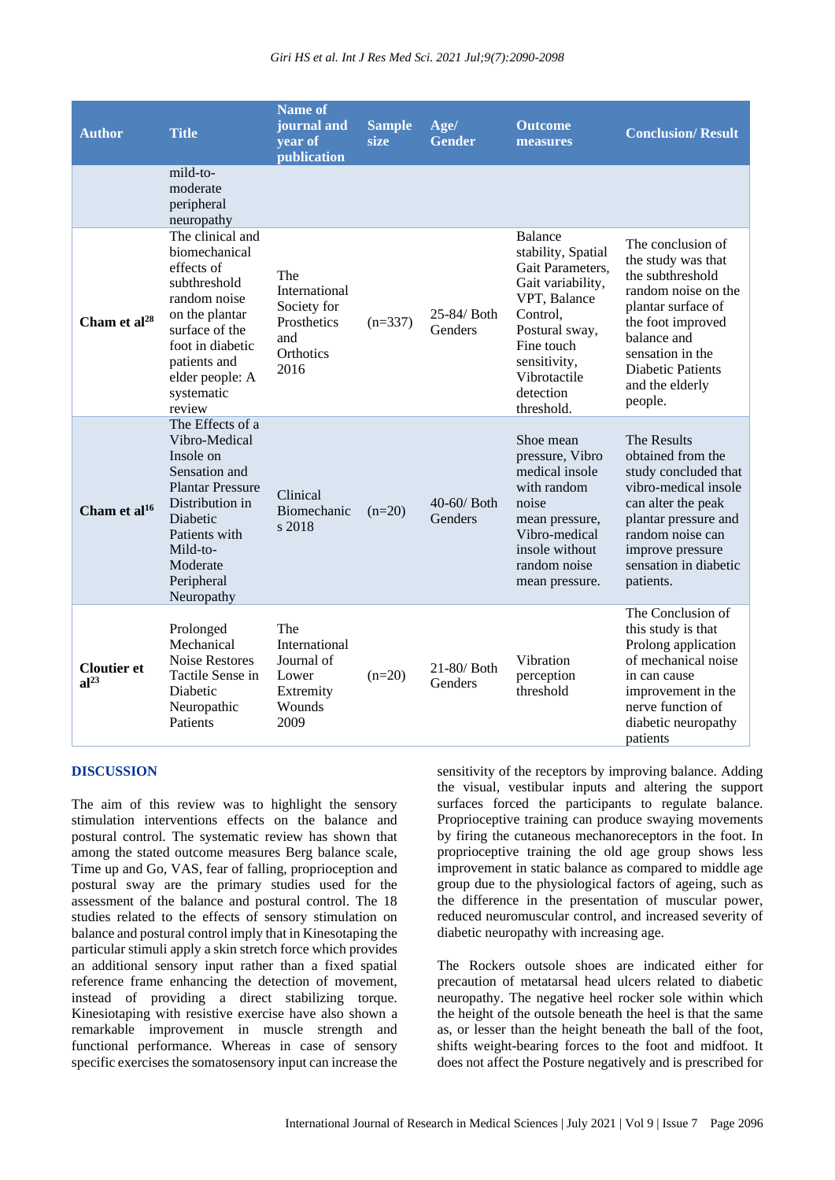| Author | Title | Name of journal and year of publication | Sample size | Age/ Gender | Outcome measures | Conclusion/ Result |
|---|---|---|---|---|---|---|
| | mild-to-moderate peripheral neuropathy | | | | | |
| **Cham et al[28]** | The clinical and biomechanical effects of subthreshold random noise on the plantar surface of the foot in diabetic patients and elder people: A systematic review | The International Society for Prosthetics and Orthotics 2016 | (n=337) | 25-84/ Both Genders | Balance stability, Spatial Gait Parameters, Gait variability, VPT, Balance Control, Postural sway, Fine touch sensitivity, Vibrotactile detection threshold. | The conclusion of the study was that the subthreshold random noise on the plantar surface of the foot improved balance and sensation in the Diabetic Patients and the elderly people. |
| **Cham et al[16]** | The Effects of a Vibro-Medical Insole on Sensation and Plantar Pressure Distribution in Diabetic Patients with Mild-to-Moderate Peripheral Neuropathy | Clinical Biomechanics 2018 | (n=20) | 40-60/ Both Genders | Shoe mean pressure, Vibro medical insole with random noise mean pressure, Vibro-medical insole without random noise mean pressure. | The Results obtained from the study concluded that vibro-medical insole can alter the peak plantar pressure and random noise can improve pressure sensation in diabetic patients. |
| **Cloutier et al[23]** | Prolonged Mechanical Noise Restores Tactile Sense in Diabetic Neuropathic Patients | The International Journal of Lower Extremity Wounds 2009 | (n=20) | 21-80/ Both Genders | Vibration perception threshold | The Conclusion of this study is that Prolong application of mechanical noise in can cause improvement in the nerve function of diabetic neuropathy patients |

## DISCUSSION

The aim of this review was to highlight the sensory stimulation interventions effects on the balance and postural control. The systematic review has shown that among the stated outcome measures Berg balance scale, Time up and Go, VAS, fear of falling, proprioception and postural sway are the primary studies used for the assessment of the balance and postural control. The 18 studies related to the effects of sensory stimulation on balance and postural control imply that in Kinesotaping the particular stimuli apply a skin stretch force which provides an additional sensory input rather than a fixed spatial reference frame enhancing the detection of movement, instead of providing a direct stabilizing torque. Kinesiotaping with resistive exercise have also shown a remarkable improvement in muscle strength and functional performance. Whereas in case of sensory specific exercises the somatosensory input can increase the sensitivity of the receptors by improving balance. Adding the visual, vestibular inputs and altering the support surfaces forced the participants to regulate balance. Proprioceptive training can produce swaying movements by firing the cutaneous mechanoreceptors in the foot. In proprioceptive training the old age group shows less improvement in static balance as compared to middle age group due to the physiological factors of ageing, such as the difference in the presentation of muscular power, reduced neuromuscular control, and increased severity of diabetic neuropathy with increasing age.

The Rockers outsole shoes are indicated either for precaution of metatarsal head ulcers related to diabetic neuropathy. The negative heel rocker sole within which the height of the outsole beneath the heel is that the same as, or lesser than the height beneath the ball of the foot, shifts weight-bearing forces to the foot and midfoot. It does not affect the Posture negatively and is prescribed for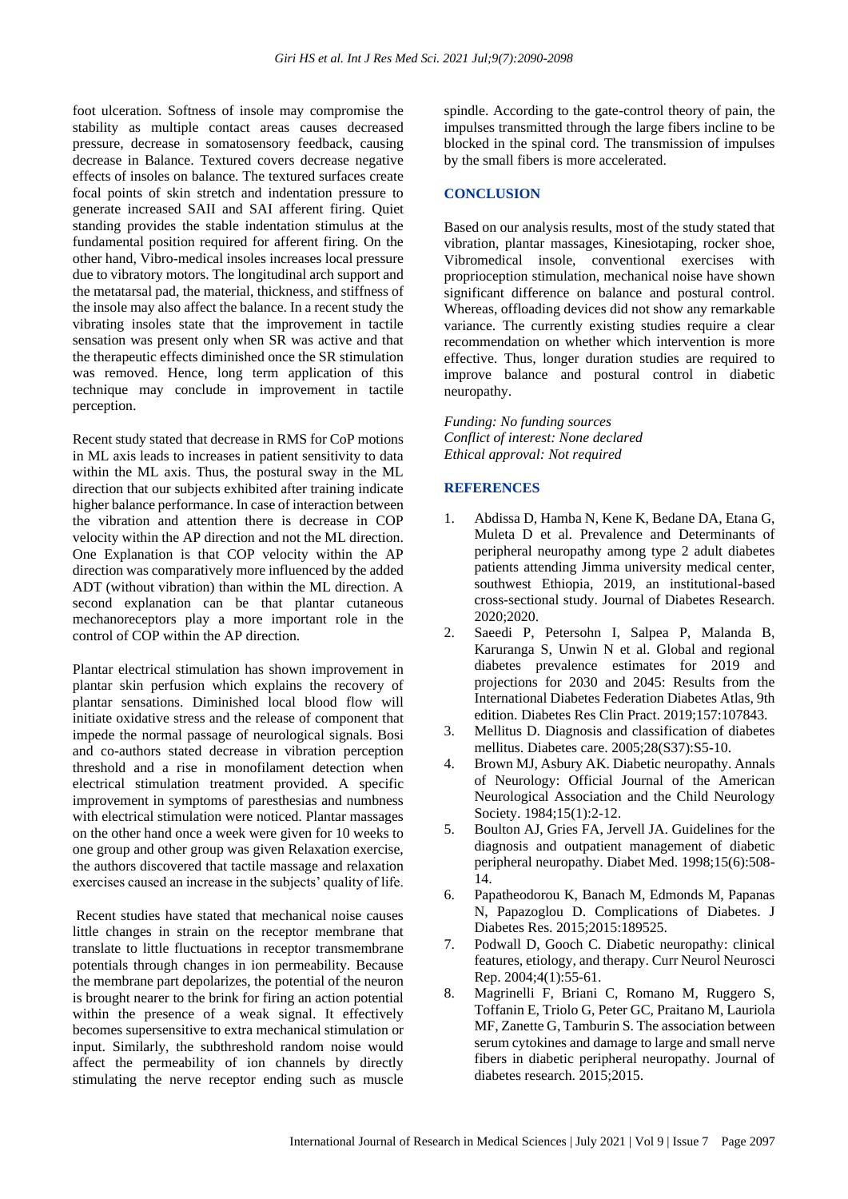foot ulceration. Softness of insole may compromise the stability as multiple contact areas causes decreased pressure, decrease in somatosensory feedback, causing decrease in Balance. Textured covers decrease negative effects of insoles on balance. The textured surfaces create focal points of skin stretch and indentation pressure to generate increased SAII and SAI afferent firing. Quiet standing provides the stable indentation stimulus at the fundamental position required for afferent firing. On the other hand, Vibro-medical insoles increases local pressure due to vibratory motors. The longitudinal arch support and the metatarsal pad, the material, thickness, and stiffness of the insole may also affect the balance. In a recent study the vibrating insoles state that the improvement in tactile sensation was present only when SR was active and that the therapeutic effects diminished once the SR stimulation was removed. Hence, long term application of this technique may conclude in improvement in tactile perception.

Recent study stated that decrease in RMS for CoP motions in ML axis leads to increases in patient sensitivity to data within the ML axis. Thus, the postural sway in the ML direction that our subjects exhibited after training indicate higher balance performance. In case of interaction between the vibration and attention there is decrease in COP velocity within the AP direction and not the ML direction. One Explanation is that COP velocity within the AP direction was comparatively more influenced by the added ADT (without vibration) than within the ML direction. A second explanation can be that plantar cutaneous mechanoreceptors play a more important role in the control of COP within the AP direction.

Plantar electrical stimulation has shown improvement in plantar skin perfusion which explains the recovery of plantar sensations. Diminished local blood flow will initiate oxidative stress and the release of component that impede the normal passage of neurological signals. Bosi and co-authors stated decrease in vibration perception threshold and a rise in monofilament detection when electrical stimulation treatment provided. A specific improvement in symptoms of paresthesias and numbness with electrical stimulation were noticed. Plantar massages on the other hand once a week were given for 10 weeks to one group and other group was given Relaxation exercise, the authors discovered that tactile massage and relaxation exercises caused an increase in the subjects' quality of life.

Recent studies have stated that mechanical noise causes little changes in strain on the receptor membrane that translate to little fluctuations in receptor transmembrane potentials through changes in ion permeability. Because the membrane part depolarizes, the potential of the neuron is brought nearer to the brink for firing an action potential within the presence of a weak signal. It effectively becomes supersensitive to extra mechanical stimulation or input. Similarly, the subthreshold random noise would affect the permeability of ion channels by directly stimulating the nerve receptor ending such as muscle spindle. According to the gate-control theory of pain, the impulses transmitted through the large fibers incline to be blocked in the spinal cord. The transmission of impulses by the small fibers is more accelerated.

## CONCLUSION

Based on our analysis results, most of the study stated that vibration, plantar massages, Kinesiotaping, rocker shoe, Vibromedical insole, conventional exercises with proprioception stimulation, mechanical noise have shown significant difference on balance and postural control. Whereas, offloading devices did not show any remarkable variance. The currently existing studies require a clear recommendation on whether which intervention is more effective. Thus, longer duration studies are required to improve balance and postural control in diabetic neuropathy.

*Funding: No funding sources*
*Conflict of interest: None declared*
*Ethical approval: Not required*

## REFERENCES

1. Abdissa D, Hamba N, Kene K, Bedane DA, Etana G, Muleta D et al. Prevalence and Determinants of peripheral neuropathy among type 2 adult diabetes patients attending Jimma university medical center, southwest Ethiopia, 2019, an institutional-based cross-sectional study. Journal of Diabetes Research. 2020;2020.
2. Saeedi P, Petersohn I, Salpea P, Malanda B, Karuranga S, Unwin N et al. Global and regional diabetes prevalence estimates for 2019 and projections for 2030 and 2045: Results from the International Diabetes Federation Diabetes Atlas, 9th edition. Diabetes Res Clin Pract. 2019;157:107843.
3. Mellitus D. Diagnosis and classification of diabetes mellitus. Diabetes care. 2005;28(S37):S5-10.
4. Brown MJ, Asbury AK. Diabetic neuropathy. Annals of Neurology: Official Journal of the American Neurological Association and the Child Neurology Society. 1984;15(1):2-12.
5. Boulton AJ, Gries FA, Jervell JA. Guidelines for the diagnosis and outpatient management of diabetic peripheral neuropathy. Diabet Med. 1998;15(6):508-14.
6. Papatheodorou K, Banach M, Edmonds M, Papanas N, Papazoglou D. Complications of Diabetes. J Diabetes Res. 2015;2015:189525.
7. Podwall D, Gooch C. Diabetic neuropathy: clinical features, etiology, and therapy. Curr Neurol Neurosci Rep. 2004;4(1):55-61.
8. Magrinelli F, Briani C, Romano M, Ruggero S, Toffanin E, Triolo G, Peter GC, Praitano M, Lauriola MF, Zanette G, Tamburin S. The association between serum cytokines and damage to large and small nerve fibers in diabetic peripheral neuropathy. Journal of diabetes research. 2015;2015.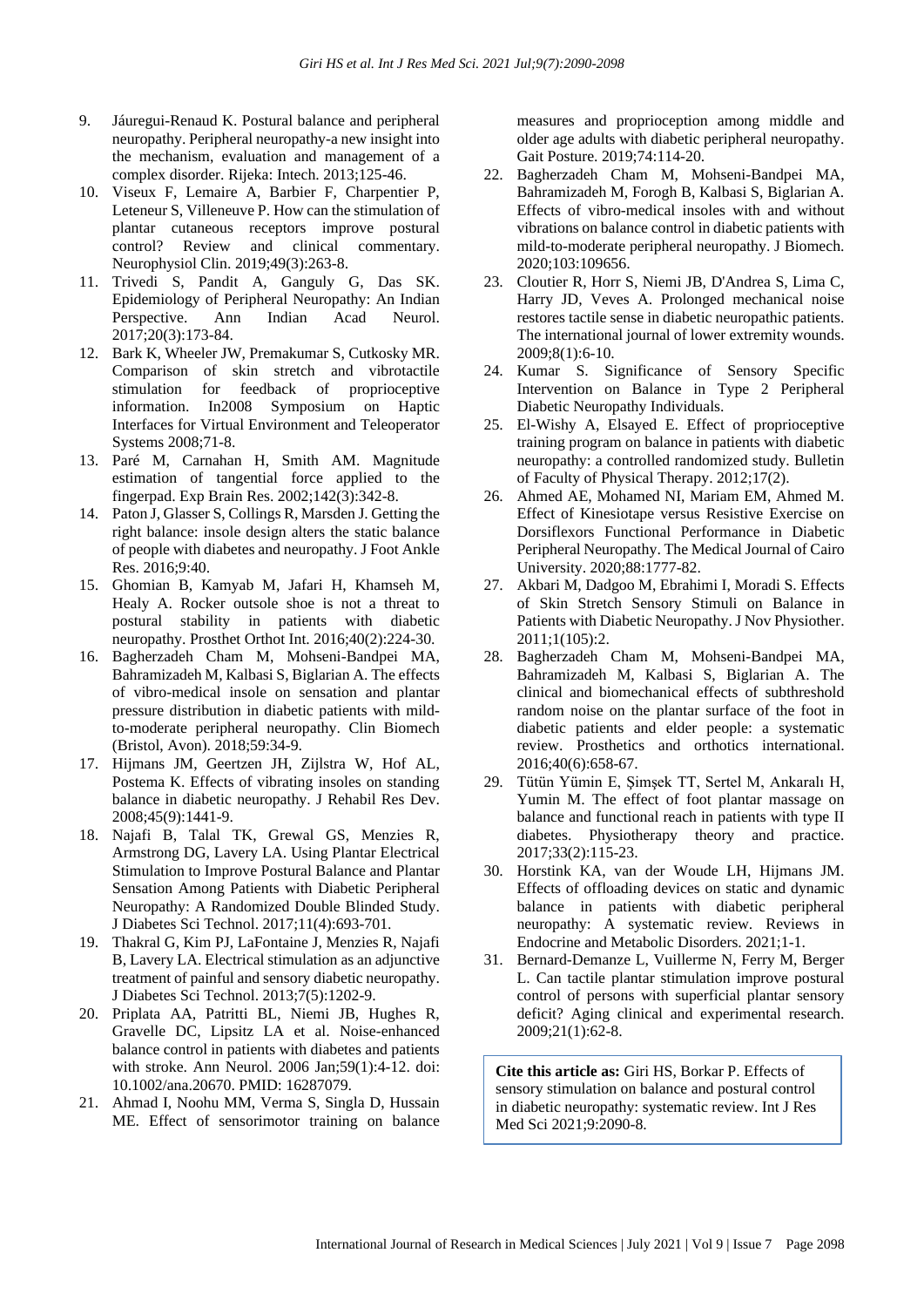9. Jáuregui-Renaud K. Postural balance and peripheral neuropathy. Peripheral neuropathy-a new insight into the mechanism, evaluation and management of a complex disorder. Rijeka: Intech. 2013;125-46.
10. Viseux F, Lemaire A, Barbier F, Charpentier P, Leteneur S, Villeneuve P. How can the stimulation of plantar cutaneous receptors improve postural control? Review and clinical commentary. Neurophysiol Clin. 2019;49(3):263-8.
11. Trivedi S, Pandit A, Ganguly G, Das SK. Epidemiology of Peripheral Neuropathy: An Indian Perspective. Ann Indian Acad Neurol. 2017;20(3):173-84.
12. Bark K, Wheeler JW, Premakumar S, Cutkosky MR. Comparison of skin stretch and vibrotactile stimulation for feedback of proprioceptive information. In2008 Symposium on Haptic Interfaces for Virtual Environment and Teleoperator Systems 2008;71-8.
13. Paré M, Carnahan H, Smith AM. Magnitude estimation of tangential force applied to the fingerpad. Exp Brain Res. 2002;142(3):342-8.
14. Paton J, Glasser S, Collings R, Marsden J. Getting the right balance: insole design alters the static balance of people with diabetes and neuropathy. J Foot Ankle Res. 2016;9:40.
15. Ghomian B, Kamyab M, Jafari H, Khamseh M, Healy A. Rocker outsole shoe is not a threat to postural stability in patients with diabetic neuropathy. Prosthet Orthot Int. 2016;40(2):224-30.
16. Bagherzadeh Cham M, Mohseni-Bandpei MA, Bahramizadeh M, Kalbasi S, Biglarian A. The effects of vibro-medical insole on sensation and plantar pressure distribution in diabetic patients with mild-to-moderate peripheral neuropathy. Clin Biomech (Bristol, Avon). 2018;59:34-9.
17. Hijmans JM, Geertzen JH, Zijlstra W, Hof AL, Postema K. Effects of vibrating insoles on standing balance in diabetic neuropathy. J Rehabil Res Dev. 2008;45(9):1441-9.
18. Najafi B, Talal TK, Grewal GS, Menzies R, Armstrong DG, Lavery LA. Using Plantar Electrical Stimulation to Improve Postural Balance and Plantar Sensation Among Patients with Diabetic Peripheral Neuropathy: A Randomized Double Blinded Study. J Diabetes Sci Technol. 2017;11(4):693-701.
19. Thakral G, Kim PJ, LaFontaine J, Menzies R, Najafi B, Lavery LA. Electrical stimulation as an adjunctive treatment of painful and sensory diabetic neuropathy. J Diabetes Sci Technol. 2013;7(5):1202-9.
20. Priplata AA, Patritti BL, Niemi JB, Hughes R, Gravelle DC, Lipsitz LA et al. Noise-enhanced balance control in patients with diabetes and patients with stroke. Ann Neurol. 2006 Jan;59(1):4-12. doi: 10.1002/ana.20670. PMID: 16287079.
21. Ahmad I, Noohu MM, Verma S, Singla D, Hussain ME. Effect of sensorimotor training on balance measures and proprioception among middle and older age adults with diabetic peripheral neuropathy. Gait Posture. 2019;74:114-20.
22. Bagherzadeh Cham M, Mohseni-Bandpei MA, Bahramizadeh M, Forogh B, Kalbasi S, Biglarian A. Effects of vibro-medical insoles with and without vibrations on balance control in diabetic patients with mild-to-moderate peripheral neuropathy. J Biomech. 2020;103:109656.
23. Cloutier R, Horr S, Niemi JB, D'Andrea S, Lima C, Harry JD, Veves A. Prolonged mechanical noise restores tactile sense in diabetic neuropathic patients. The international journal of lower extremity wounds. 2009;8(1):6-10.
24. Kumar S. Significance of Sensory Specific Intervention on Balance in Type 2 Peripheral Diabetic Neuropathy Individuals.
25. El-Wishy A, Elsayed E. Effect of proprioceptive training program on balance in patients with diabetic neuropathy: a controlled randomized study. Bulletin of Faculty of Physical Therapy. 2012;17(2).
26. Ahmed AE, Mohamed NI, Mariam EM, Ahmed M. Effect of Kinesiotape versus Resistive Exercise on Dorsiflexors Functional Performance in Diabetic Peripheral Neuropathy. The Medical Journal of Cairo University. 2020;88:1777-82.
27. Akbari M, Dadgoo M, Ebrahimi I, Moradi S. Effects of Skin Stretch Sensory Stimuli on Balance in Patients with Diabetic Neuropathy. J Nov Physiother. 2011;1(105):2.
28. Bagherzadeh Cham M, Mohseni-Bandpei MA, Bahramizadeh M, Kalbasi S, Biglarian A. The clinical and biomechanical effects of subthreshold random noise on the plantar surface of the foot in diabetic patients and elder people: a systematic review. Prosthetics and orthotics international. 2016;40(6):658-67.
29. Tütün Yümin E, Şimşek TT, Sertel M, Ankaralı H, Yumin M. The effect of foot plantar massage on balance and functional reach in patients with type II diabetes. Physiotherapy theory and practice. 2017;33(2):115-23.
30. Horstink KA, van der Woude LH, Hijmans JM. Effects of offloading devices on static and dynamic balance in patients with diabetic peripheral neuropathy: A systematic review. Reviews in Endocrine and Metabolic Disorders. 2021;1-1.
31. Bernard-Demanze L, Vuillerme N, Ferry M, Berger L. Can tactile plantar stimulation improve postural control of persons with superficial plantar sensory deficit? Aging clinical and experimental research. 2009;21(1):62-8.

**Cite this article as:** Giri HS, Borkar P. Effects of sensory stimulation on balance and postural control in diabetic neuropathy: systematic review. Int J Res Med Sci 2021;9:2090-8.